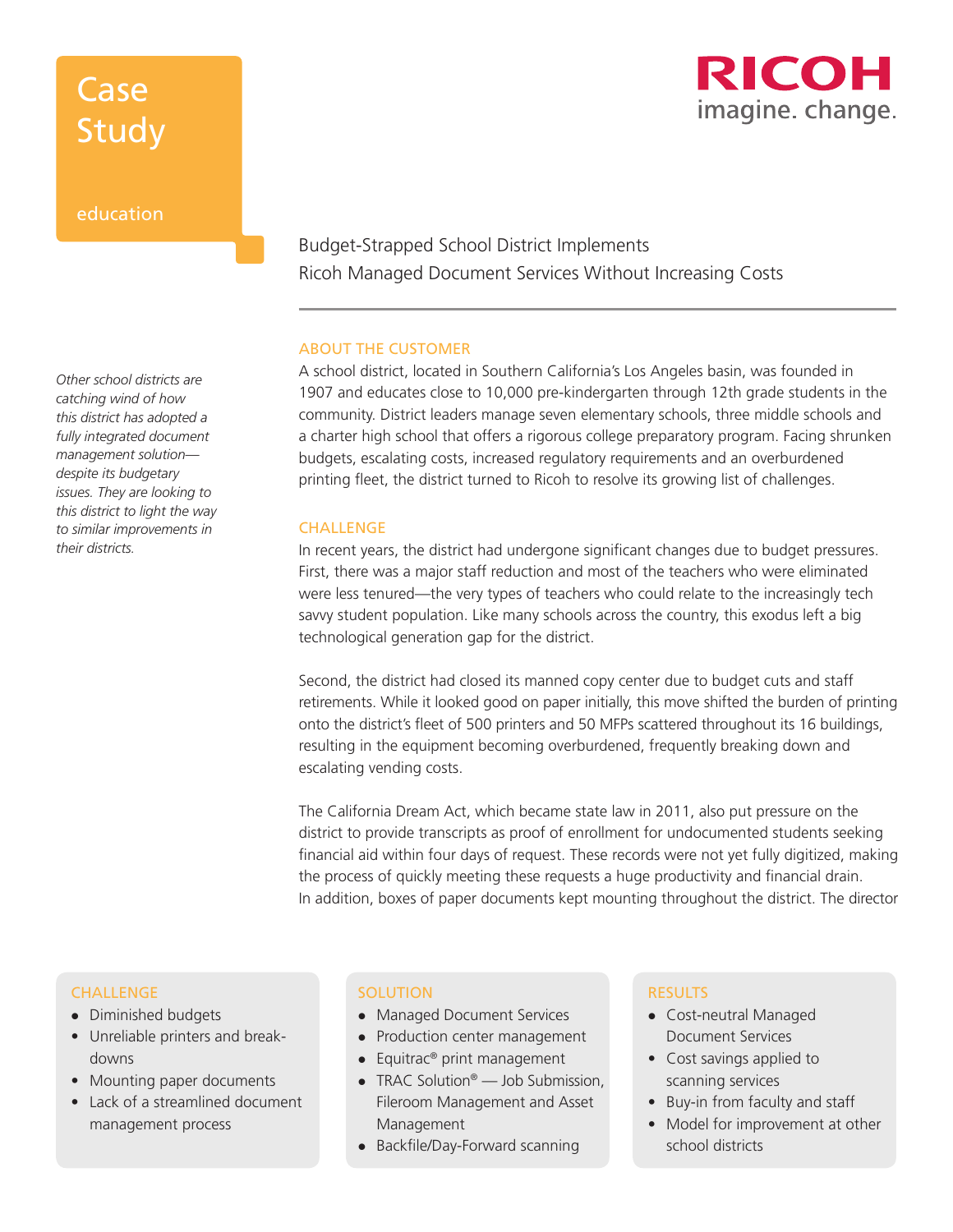# Case Study

education

**RICOH**
imagine. change.

## Budget-Strapped School District Implements Ricoh Managed Document Services Without Increasing Costs

*Other school districts are catching wind of how this district has adopted a fully integrated document management solution—despite its budgetary issues. They are looking to this district to light the way to similar improvements in their districts.*

### ABOUT THE CUSTOMER

A school district, located in Southern California's Los Angeles basin, was founded in 1907 and educates close to 10,000 pre-kindergarten through 12th grade students in the community. District leaders manage seven elementary schools, three middle schools and a charter high school that offers a rigorous college preparatory program. Facing shrunken budgets, escalating costs, increased regulatory requirements and an overburdened printing fleet, the district turned to Ricoh to resolve its growing list of challenges.

### CHALLENGE

In recent years, the district had undergone significant changes due to budget pressures. First, there was a major staff reduction and most of the teachers who were eliminated were less tenured—the very types of teachers who could relate to the increasingly tech savvy student population. Like many schools across the country, this exodus left a big technological generation gap for the district.

Second, the district had closed its manned copy center due to budget cuts and staff retirements. While it looked good on paper initially, this move shifted the burden of printing onto the district's fleet of 500 printers and 50 MFPs scattered throughout its 16 buildings, resulting in the equipment becoming overburdened, frequently breaking down and escalating vending costs.

The California Dream Act, which became state law in 2011, also put pressure on the district to provide transcripts as proof of enrollment for undocumented students seeking financial aid within four days of request. These records were not yet fully digitized, making the process of quickly meeting these requests a huge productivity and financial drain. In addition, boxes of paper documents kept mounting throughout the district. The director

### CHALLENGE

- Diminished budgets
- Unreliable printers and break-downs
- Mounting paper documents
- Lack of a streamlined document management process

### SOLUTION

- Managed Document Services
- Production center management
- Equitrac® print management
- TRAC Solution® — Job Submission, Fileroom Management and Asset Management
- Backfile/Day-Forward scanning

### RESULTS

- Cost-neutral Managed Document Services
- Cost savings applied to scanning services
- Buy-in from faculty and staff
- Model for improvement at other school districts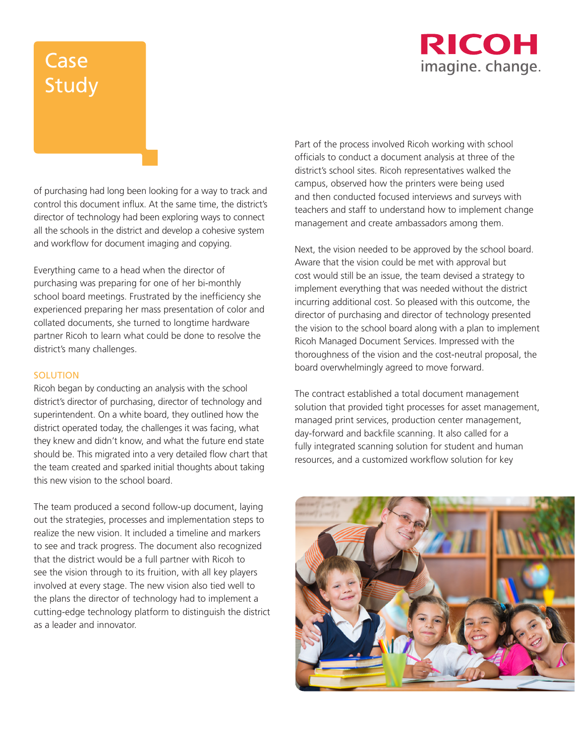of purchasing had long been looking for a way to track and control this document influx. At the same time, the district's director of technology had been exploring ways to connect all the schools in the district and develop a cohesive system and workflow for document imaging and copying.

Everything came to a head when the director of purchasing was preparing for one of her bi-monthly school board meetings. Frustrated by the inefficiency she experienced preparing her mass presentation of color and collated documents, she turned to longtime hardware partner Ricoh to learn what could be done to resolve the district's many challenges.

## SOLUTION

Ricoh began by conducting an analysis with the school district's director of purchasing, director of technology and superintendent. On a white board, they outlined how the district operated today, the challenges it was facing, what they knew and didn't know, and what the future end state should be. This migrated into a very detailed flow chart that the team created and sparked initial thoughts about taking this new vision to the school board.

The team produced a second follow-up document, laying out the strategies, processes and implementation steps to realize the new vision. It included a timeline and markers to see and track progress. The document also recognized that the district would be a full partner with Ricoh to see the vision through to its fruition, with all key players involved at every stage. The new vision also tied well to the plans the director of technology had to implement a cutting-edge technology platform to distinguish the district as a leader and innovator.

Part of the process involved Ricoh working with school officials to conduct a document analysis at three of the district's school sites. Ricoh representatives walked the campus, observed how the printers were being used and then conducted focused interviews and surveys with teachers and staff to understand how to implement change management and create ambassadors among them.

Next, the vision needed to be approved by the school board. Aware that the vision could be met with approval but cost would still be an issue, the team devised a strategy to implement everything that was needed without the district incurring additional cost. So pleased with this outcome, the director of purchasing and director of technology presented the vision to the school board along with a plan to implement Ricoh Managed Document Services. Impressed with the thoroughness of the vision and the cost-neutral proposal, the board overwhelmingly agreed to move forward.

The contract established a total document management solution that provided tight processes for asset management, managed print services, production center management, day-forward and backfile scanning. It also called for a fully integrated scanning solution for student and human resources, and a customized workflow solution for key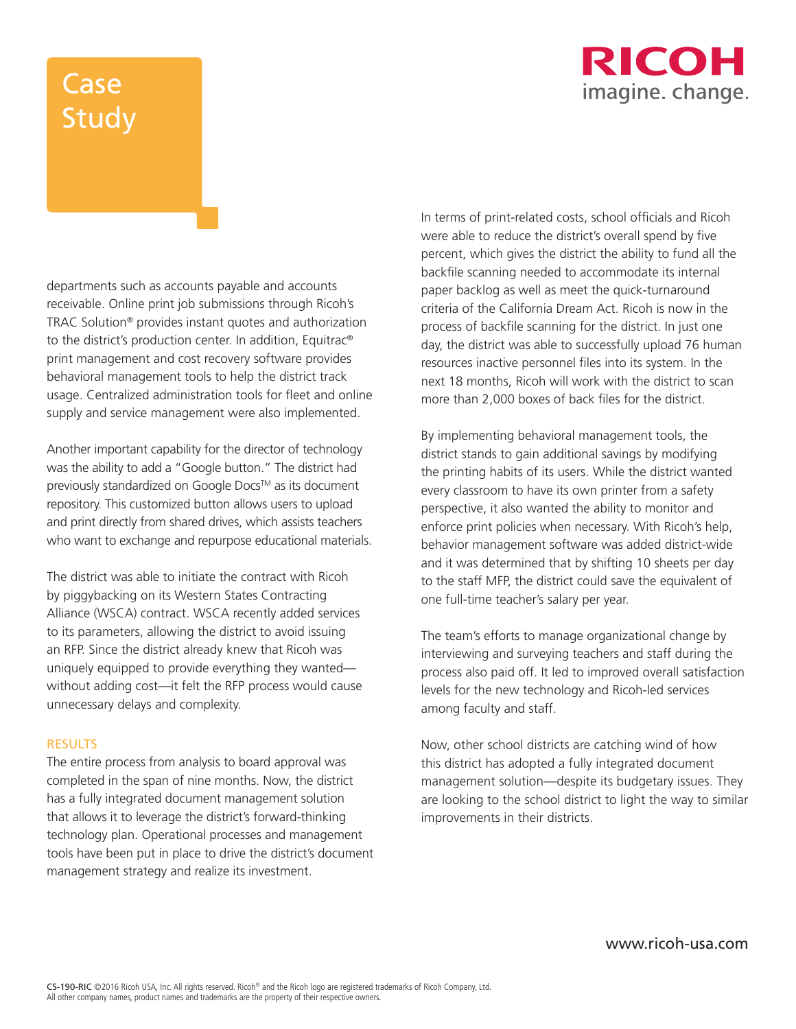# Case Study

departments such as accounts payable and accounts receivable. Online print job submissions through Ricoh's TRAC Solution® provides instant quotes and authorization to the district's production center. In addition, Equitrac® print management and cost recovery software provides behavioral management tools to help the district track usage. Centralized administration tools for fleet and online supply and service management were also implemented.

Another important capability for the director of technology was the ability to add a "Google button." The district had previously standardized on Google Docs™ as its document repository. This customized button allows users to upload and print directly from shared drives, which assists teachers who want to exchange and repurpose educational materials.

The district was able to initiate the contract with Ricoh by piggybacking on its Western States Contracting Alliance (WSCA) contract. WSCA recently added services to its parameters, allowing the district to avoid issuing an RFP. Since the district already knew that Ricoh was uniquely equipped to provide everything they wanted—without adding cost—it felt the RFP process would cause unnecessary delays and complexity.

## RESULTS

The entire process from analysis to board approval was completed in the span of nine months. Now, the district has a fully integrated document management solution that allows it to leverage the district's forward-thinking technology plan. Operational processes and management tools have been put in place to drive the district's document management strategy and realize its investment.

In terms of print-related costs, school officials and Ricoh were able to reduce the district's overall spend by five percent, which gives the district the ability to fund all the backfile scanning needed to accommodate its internal paper backlog as well as meet the quick-turnaround criteria of the California Dream Act. Ricoh is now in the process of backfile scanning for the district. In just one day, the district was able to successfully upload 76 human resources inactive personnel files into its system. In the next 18 months, Ricoh will work with the district to scan more than 2,000 boxes of back files for the district.

By implementing behavioral management tools, the district stands to gain additional savings by modifying the printing habits of its users. While the district wanted every classroom to have its own printer from a safety perspective, it also wanted the ability to monitor and enforce print policies when necessary. With Ricoh's help, behavior management software was added district-wide and it was determined that by shifting 10 sheets per day to the staff MFP, the district could save the equivalent of one full-time teacher's salary per year.

The team's efforts to manage organizational change by interviewing and surveying teachers and staff during the process also paid off. It led to improved overall satisfaction levels for the new technology and Ricoh-led services among faculty and staff.

Now, other school districts are catching wind of how this district has adopted a fully integrated document management solution—despite its budgetary issues. They are looking to the school district to light the way to similar improvements in their districts.

www.ricoh-usa.com

CS-190-RIC ©2016 Ricoh USA, Inc. All rights reserved. Ricoh® and the Ricoh logo are registered trademarks of Ricoh Company, Ltd. All other company names, product names and trademarks are the property of their respective owners.